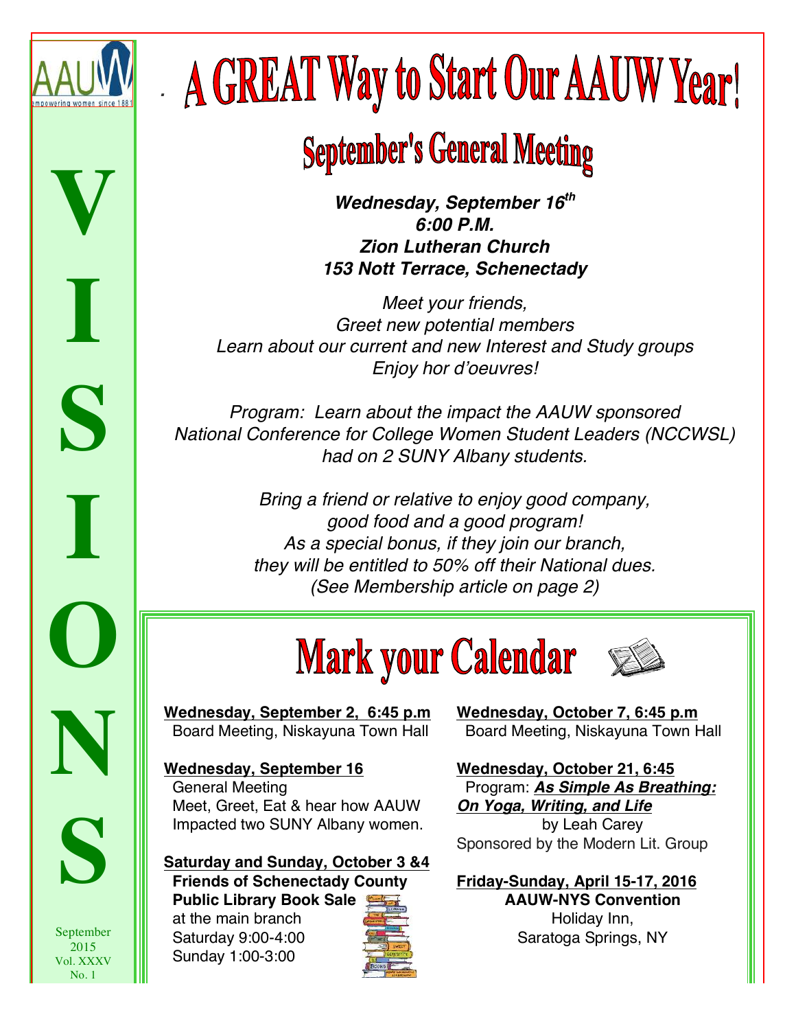AAUW
empowering women since 1881

VISIONS

# A GREAT Way to Start Our AAUW Year!

## September's General Meeting

***Wednesday, September 16th***
***6:00 P.M.***
***Zion Lutheran Church***
***153 Nott Terrace, Schenectady***

*Meet your friends,*
*Greet new potential members*
*Learn about our current and new Interest and Study groups*
*Enjoy hor d'oeuvres!*

*Program: Learn about the impact the AAUW sponsored National Conference for College Women Student Leaders (NCCWSL) had on 2 SUNY Albany students.*

*Bring a friend or relative to enjoy good company, good food and a good program!*
*As a special bonus, if they join our branch, they will be entitled to 50% off their National dues.*
*(See Membership article on page 2)*

## Mark your Calendar

**Wednesday, September 2, 6:45 p.m**
Board Meeting, Niskayuna Town Hall

**Wednesday, September 16**
General Meeting
Meet, Greet, Eat & hear how AAUW Impacted two SUNY Albany women.

**Saturday and Sunday, October 3 &4**
**Friends of Schenectady County Public Library Book Sale**
at the main branch
Saturday 9:00-4:00
Sunday 1:00-3:00

**Wednesday, October 7, 6:45 p.m**
Board Meeting, Niskayuna Town Hall

**Wednesday, October 21, 6:45**
Program: ***As Simple As Breathing: On Yoga, Writing, and Life***
by Leah Carey
Sponsored by the Modern Lit. Group

**Friday-Sunday, April 15-17, 2016**
**AAUW-NYS Convention**
Holiday Inn,
Saratoga Springs, NY

September 2015
Vol. XXXV
No. 1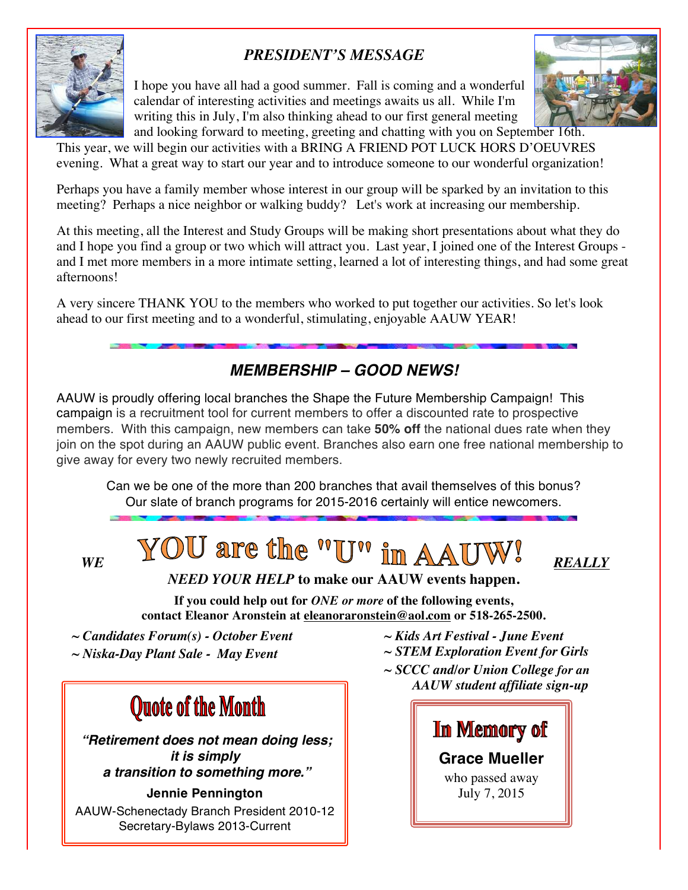## *PRESIDENT'S MESSAGE*

I hope you have all had a good summer. Fall is coming and a wonderful calendar of interesting activities and meetings awaits us all. While I'm writing this in July, I'm also thinking ahead to our first general meeting and looking forward to meeting, greeting and chatting with you on September 16th. This year, we will begin our activities with a BRING A FRIEND POT LUCK HORS D'OEUVRES evening. What a great way to start our year and to introduce someone to our wonderful organization!

Perhaps you have a family member whose interest in our group will be sparked by an invitation to this meeting? Perhaps a nice neighbor or walking buddy? Let's work at increasing our membership.

At this meeting, all the Interest and Study Groups will be making short presentations about what they do and I hope you find a group or two which will attract you. Last year, I joined one of the Interest Groups - and I met more members in a more intimate setting, learned a lot of interesting things, and had some great afternoons!

A very sincere THANK YOU to the members who worked to put together our activities. So let's look ahead to our first meeting and to a wonderful, stimulating, enjoyable AAUW YEAR!

## *MEMBERSHIP – GOOD NEWS!*

AAUW is proudly offering local branches the Shape the Future Membership Campaign! This campaign is a recruitment tool for current members to offer a discounted rate to prospective members. With this campaign, new members can take **50% off** the national dues rate when they join on the spot during an AAUW public event. Branches also earn one free national membership to give away for every two newly recruited members.

Can we be one of the more than 200 branches that avail themselves of this bonus? Our slate of branch programs for 2015-2016 certainly will entice newcomers.

## YOU are the "U" in AAUW!

***WE*** ***REALLY***

***NEED YOUR HELP* to make our AAUW events happen.**

**If you could help out for *ONE or more* of the following events, contact Eleanor Aronstein at eleanoraronstein@aol.com or 518-265-2500.**

- *~ Candidates Forum(s) - October Event*
- *~ Niska-Day Plant Sale - May Event*
- *~ Kids Art Festival - June Event*
- *~ STEM Exploration Event for Girls*
- *~ SCCC and/or Union College for an AAUW student affiliate sign-up*

### Quote of the Month

***"Retirement does not mean doing less; it is simply a transition to something more."***

**Jennie Pennington**

AAUW-Schenectady Branch President 2010-12

Secretary-Bylaws 2013-Current

### In Memory of

**Grace Mueller**

who passed away

July 7, 2015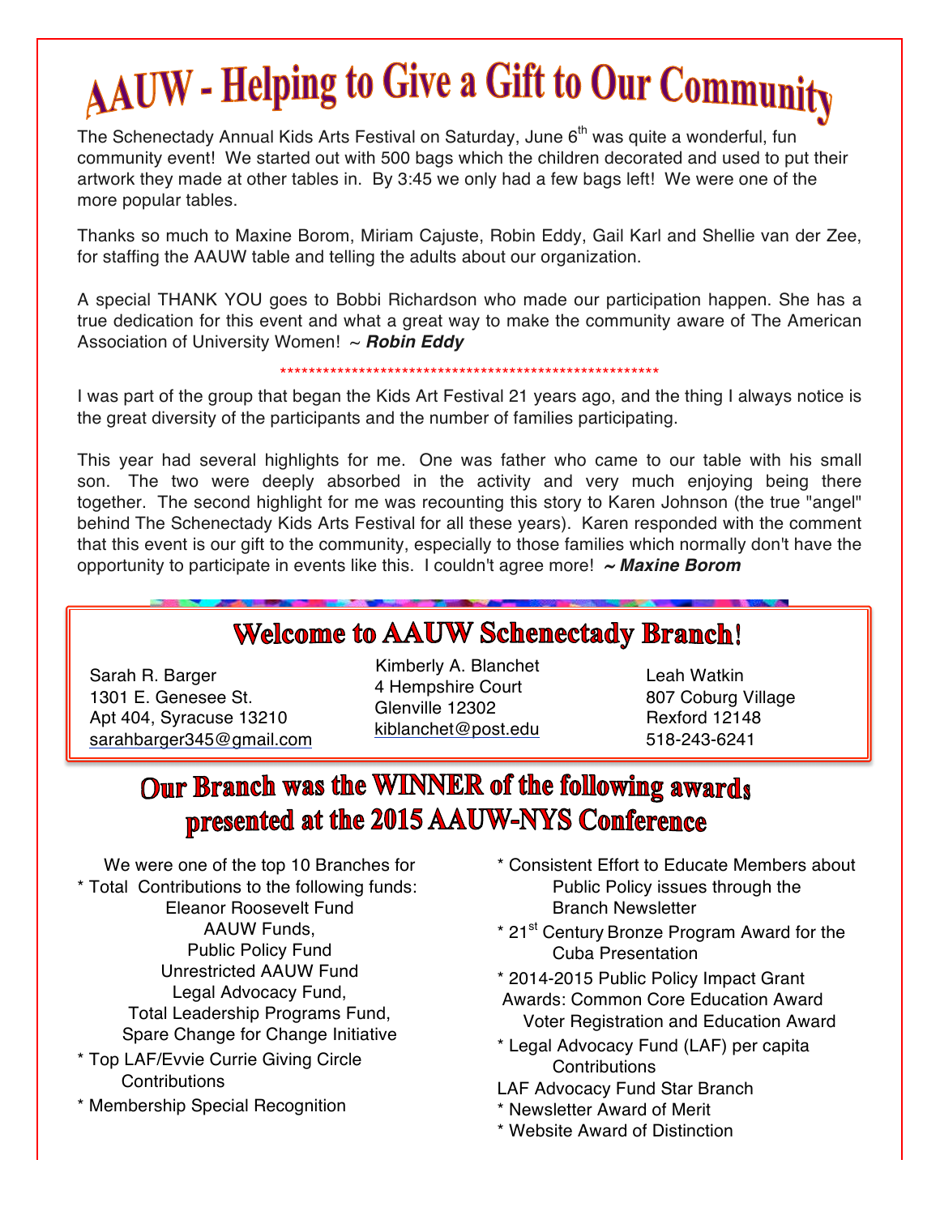# AAUW - Helping to Give a Gift to Our Community

The Schenectady Annual Kids Arts Festival on Saturday, June 6th was quite a wonderful, fun community event! We started out with 500 bags which the children decorated and used to put their artwork they made at other tables in. By 3:45 we only had a few bags left! We were one of the more popular tables.

Thanks so much to Maxine Borom, Miriam Cajuste, Robin Eddy, Gail Karl and Shellie van der Zee, for staffing the AAUW table and telling the adults about our organization.

A special THANK YOU goes to Bobbi Richardson who made our participation happen. She has a true dedication for this event and what a great way to make the community aware of The American Association of University Women! ~ ***Robin Eddy***

\*\*\*\*\*\*\*\*\*\*\*\*\*\*\*\*\*\*\*\*\*\*\*\*\*\*\*\*\*\*\*\*\*\*\*\*\*\*\*\*\*\*\*\*\*\*\*\*\*\*\*\*\*\*

I was part of the group that began the Kids Art Festival 21 years ago, and the thing I always notice is the great diversity of the participants and the number of families participating.

This year had several highlights for me. One was father who came to our table with his small son. The two were deeply absorbed in the activity and very much enjoying being there together. The second highlight for me was recounting this story to Karen Johnson (the true "angel" behind The Schenectady Kids Arts Festival for all these years). Karen responded with the comment that this event is our gift to the community, especially to those families which normally don't have the opportunity to participate in events like this. I couldn't agree more! ***~ Maxine Borom***

## Welcome to AAUW Schenectady Branch!

Sarah R. Barger
1301 E. Genesee St.
Apt 404, Syracuse 13210
sarahbarger345@gmail.com

Kimberly A. Blanchet
4 Hempshire Court
Glenville 12302
kiblanchet@post.edu

Leah Watkin
807 Coburg Village
Rexford 12148
518-243-6241

## Our Branch was the WINNER of the following awards presented at the 2015 AAUW-NYS Conference

We were one of the top 10 Branches for

* Total Contributions to the following funds:
  - Eleanor Roosevelt Fund
  - AAUW Funds,
  - Public Policy Fund
  - Unrestricted AAUW Fund
  - Legal Advocacy Fund,
  - Total Leadership Programs Fund,
  - Spare Change for Change Initiative
* Top LAF/Evvie Currie Giving Circle Contributions
* Membership Special Recognition
* Consistent Effort to Educate Members about Public Policy issues through the Branch Newsletter
* 21st Century Bronze Program Award for the Cuba Presentation
* 2014-2015 Public Policy Impact Grant Awards: Common Core Education Award
  Voter Registration and Education Award
* Legal Advocacy Fund (LAF) per capita Contributions

LAF Advocacy Fund Star Branch

* Newsletter Award of Merit
* Website Award of Distinction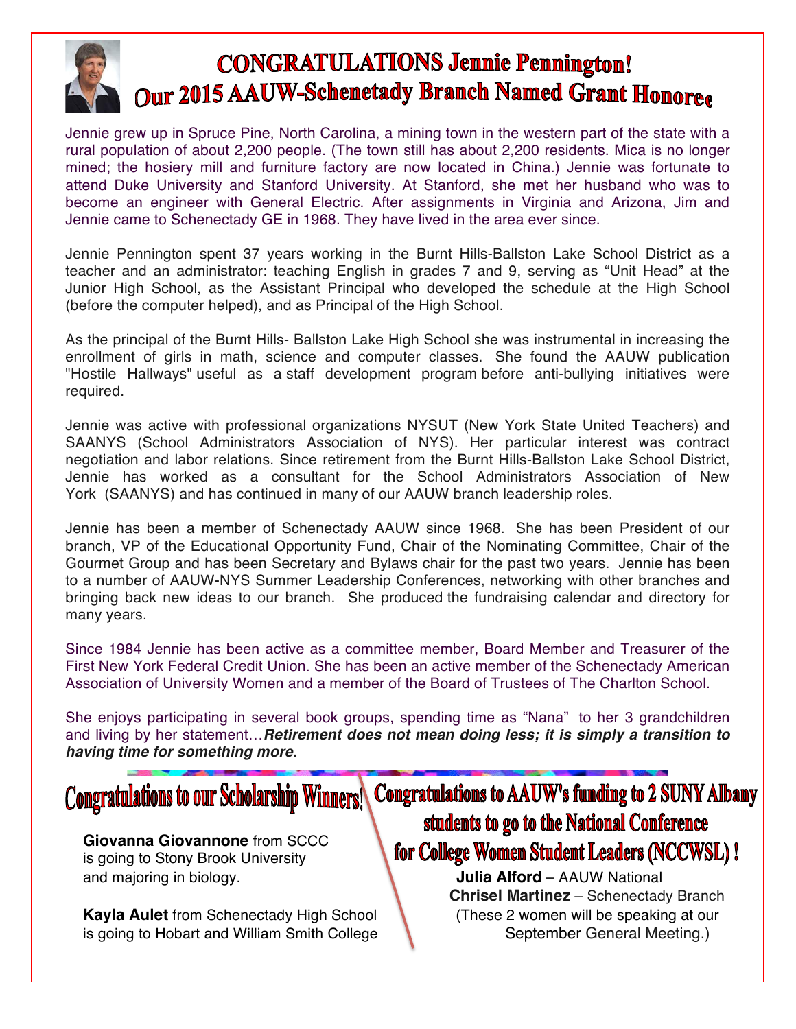# CONGRATULATIONS Jennie Pennington!
## Our 2015 AAUW-Schenectady Branch Named Grant Honoree

Jennie grew up in Spruce Pine, North Carolina, a mining town in the western part of the state with a rural population of about 2,200 people. (The town still has about 2,200 residents. Mica is no longer mined; the hosiery mill and furniture factory are now located in China.) Jennie was fortunate to attend Duke University and Stanford University. At Stanford, she met her husband who was to become an engineer with General Electric. After assignments in Virginia and Arizona, Jim and Jennie came to Schenectady GE in 1968. They have lived in the area ever since.

Jennie Pennington spent 37 years working in the Burnt Hills-Ballston Lake School District as a teacher and an administrator: teaching English in grades 7 and 9, serving as "Unit Head" at the Junior High School, as the Assistant Principal who developed the schedule at the High School (before the computer helped), and as Principal of the High School.

As the principal of the Burnt Hills- Ballston Lake High School she was instrumental in increasing the enrollment of girls in math, science and computer classes. She found the AAUW publication "Hostile Hallways" useful as a staff development program before anti-bullying initiatives were required.

Jennie was active with professional organizations NYSUT (New York State United Teachers) and SAANYS (School Administrators Association of NYS). Her particular interest was contract negotiation and labor relations. Since retirement from the Burnt Hills-Ballston Lake School District, Jennie has worked as a consultant for the School Administrators Association of New York (SAANYS) and has continued in many of our AAUW branch leadership roles.

Jennie has been a member of Schenectady AAUW since 1968. She has been President of our branch, VP of the Educational Opportunity Fund, Chair of the Nominating Committee, Chair of the Gourmet Group and has been Secretary and Bylaws chair for the past two years. Jennie has been to a number of AAUW-NYS Summer Leadership Conferences, networking with other branches and bringing back new ideas to our branch. She produced the fundraising calendar and directory for many years.

Since 1984 Jennie has been active as a committee member, Board Member and Treasurer of the First New York Federal Credit Union. She has been an active member of the Schenectady American Association of University Women and a member of the Board of Trustees of The Charlton School.

She enjoys participating in several book groups, spending time as "Nana" to her 3 grandchildren and living by her statement…***Retirement does not mean doing less; it is simply a transition to having time for something more.***

## Congratulations to our Scholarship Winners!

**Giovanna Giovannone** from SCCC is going to Stony Brook University and majoring in biology.

**Kayla Aulet** from Schenectady High School is going to Hobart and William Smith College

## Congratulations to AAUW's funding to 2 SUNY Albany students to go to the National Conference for College Women Student Leaders (NCCWSL) !

**Julia Alford** – AAUW National
**Chrisel Martinez** – Schenectady Branch
(These 2 women will be speaking at our September General Meeting.)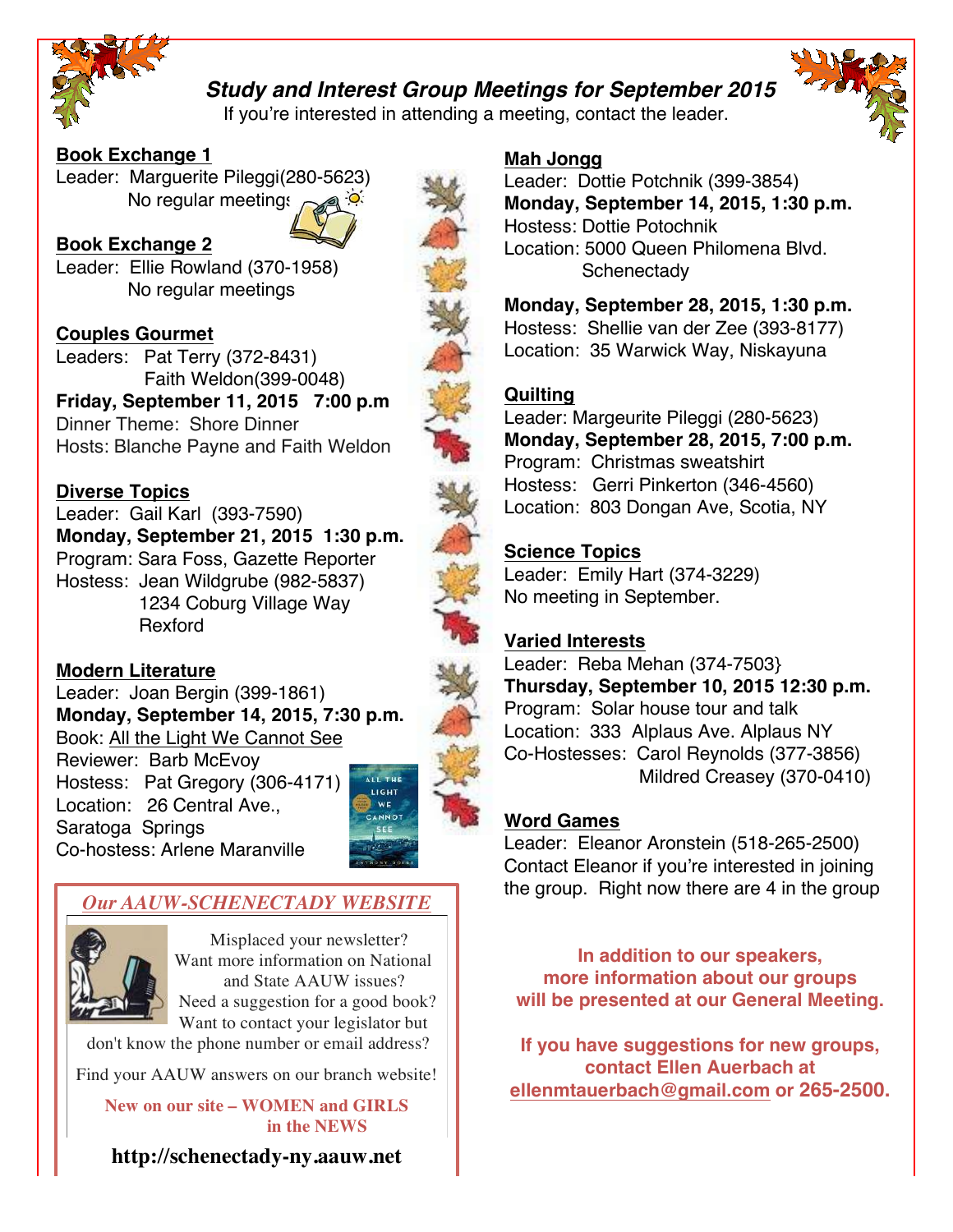# *Study and Interest Group Meetings for September 2015*

If you're interested in attending a meeting, contact the leader.

**Book Exchange 1**
Leader: Marguerite Pileggi(280-5623)
No regular meetings

**Book Exchange 2**
Leader: Ellie Rowland (370-1958)
No regular meetings

**Couples Gourmet**
Leaders: Pat Terry (372-8431)
Faith Weldon(399-0048)
**Friday, September 11, 2015 7:00 p.m**
Dinner Theme: Shore Dinner
Hosts: Blanche Payne and Faith Weldon

**Diverse Topics**
Leader: Gail Karl (393-7590)
**Monday, September 21, 2015 1:30 p.m.**
Program: Sara Foss, Gazette Reporter
Hostess: Jean Wildgrube (982-5837)
1234 Coburg Village Way
Rexford

**Modern Literature**
Leader: Joan Bergin (399-1861)
**Monday, September 14, 2015, 7:30 p.m.**
Book: All the Light We Cannot See
Reviewer: Barb McEvoy
Hostess: Pat Gregory (306-4171)
Location: 26 Central Ave.,
Saratoga Springs
Co-hostess: Arlene Maranville

***Our AAUW-SCHENECTADY WEBSITE***

Misplaced your newsletter?
Want more information on National and State AAUW issues?
Need a suggestion for a good book?
Want to contact your legislator but don't know the phone number or email address?

Find your AAUW answers on our branch website!

**New on our site – WOMEN and GIRLS in the NEWS**

**http://schenectady-ny.aauw.net**

**Mah Jongg**
Leader: Dottie Potchnik (399-3854)
**Monday, September 14, 2015, 1:30 p.m.**
Hostess: Dottie Potochnik
Location: 5000 Queen Philomena Blvd.
Schenectady

**Monday, September 28, 2015, 1:30 p.m.**
Hostess: Shellie van der Zee (393-8177)
Location: 35 Warwick Way, Niskayuna

**Quilting**
Leader: Margeurite Pileggi (280-5623)
**Monday, September 28, 2015, 7:00 p.m.**
Program: Christmas sweatshirt
Hostess: Gerri Pinkerton (346-4560)
Location: 803 Dongan Ave, Scotia, NY

**Science Topics**
Leader: Emily Hart (374-3229)
No meeting in September.

**Varied Interests**
Leader: Reba Mehan (374-7503}
**Thursday, September 10, 2015 12:30 p.m.**
Program: Solar house tour and talk
Location: 333 Alplaus Ave. Alplaus NY
Co-Hostesses: Carol Reynolds (377-3856)
Mildred Creasey (370-0410)

**Word Games**
Leader: Eleanor Aronstein (518-265-2500)
Contact Eleanor if you're interested in joining the group. Right now there are 4 in the group

**In addition to our speakers, more information about our groups will be presented at our General Meeting.**

**If you have suggestions for new groups, contact Ellen Auerbach at ellenmtauerbach@gmail.com or 265-2500.**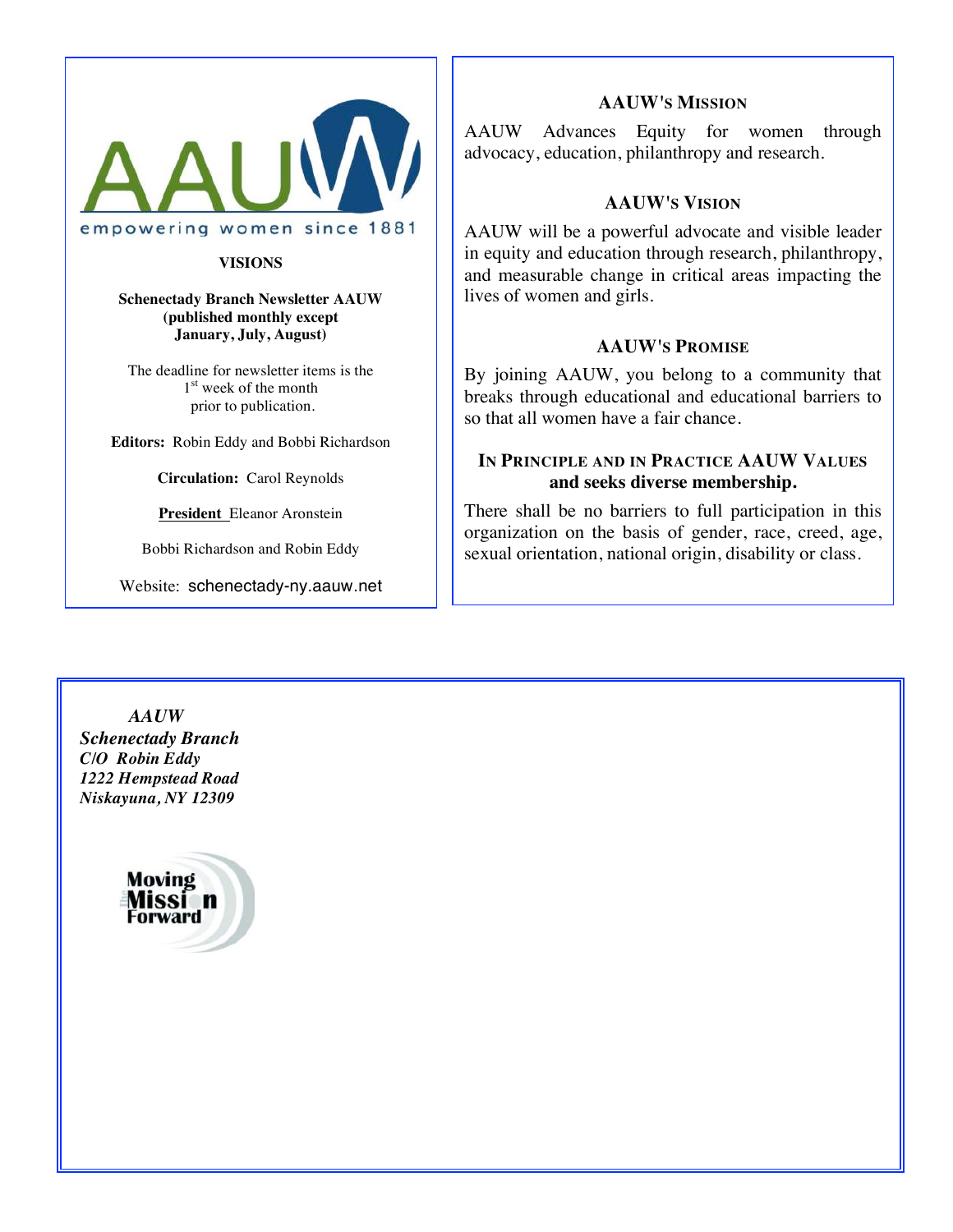AAUW

empowering women since 1881

**VISIONS**

**Schenectady Branch Newsletter AAUW**
**(published monthly except**
**January, July, August)**

The deadline for newsletter items is the 1st week of the month prior to publication.

**Editors:** Robin Eddy and Bobbi Richardson

**Circulation:** Carol Reynolds

**President** Eleanor Aronstein

Bobbi Richardson and Robin Eddy

Website: schenectady-ny.aauw.net

### AAUW'S MISSION

AAUW Advances Equity for women through advocacy, education, philanthropy and research.

### AAUW'S VISION

AAUW will be a powerful advocate and visible leader in equity and education through research, philanthropy, and measurable change in critical areas impacting the lives of women and girls.

### AAUW'S PROMISE

By joining AAUW, you belong to a community that breaks through educational and educational barriers to so that all women have a fair chance.

### IN PRINCIPLE AND IN PRACTICE AAUW VALUES and seeks diverse membership.

There shall be no barriers to full participation in this organization on the basis of gender, race, creed, age, sexual orientation, national origin, disability or class.

***AAUW***
***Schenectady Branch***
***C/O Robin Eddy***
***1222 Hempstead Road***
***Niskayuna, NY 12309***

Moving The Mission Forward